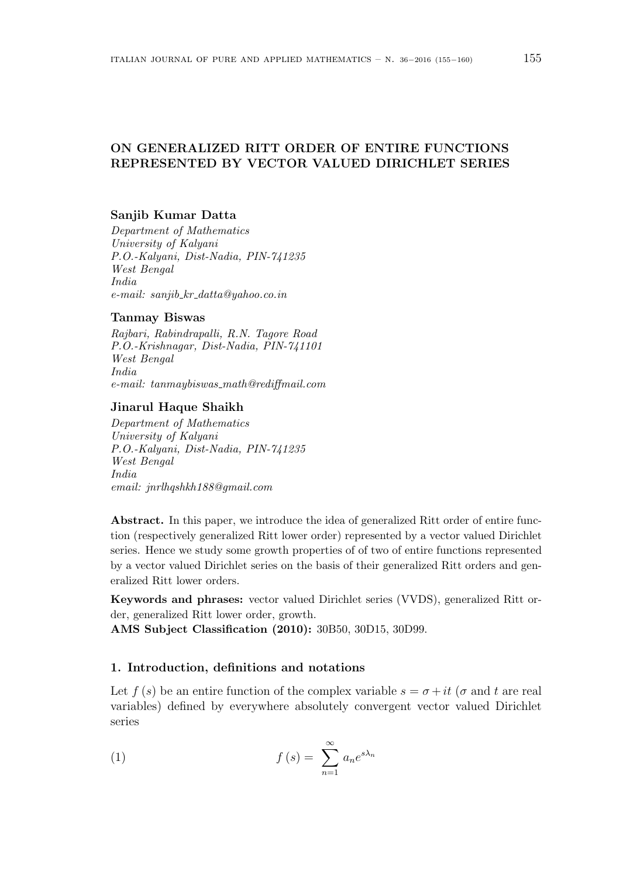# ON GENERALIZED RITT ORDER OF ENTIRE FUNCTIONS REPRESENTED BY VECTOR VALUED DIRICHLET SERIES

**Sanjib Kumar Datta**

*Department of Mathematics*
*University of Kalyani*
*P.O.-Kalyani, Dist-Nadia, PIN-741235*
*West Bengal*
*India*
*e-mail: sanjib_kr_datta@yahoo.co.in*

**Tanmay Biswas**

*Rajbari, Rabindrapalli, R.N. Tagore Road*
*P.O.-Krishnagar, Dist-Nadia, PIN-741101*
*West Bengal*
*India*
*e-mail: tanmaybiswas_math@rediffmail.com*

**Jinarul Haque Shaikh**

*Department of Mathematics*
*University of Kalyani*
*P.O.-Kalyani, Dist-Nadia, PIN-741235*
*West Bengal*
*India*
*email: jnrlhqshkh188@gmail.com*

**Abstract.** In this paper, we introduce the idea of generalized Ritt order of entire function (respectively generalized Ritt lower order) represented by a vector valued Dirichlet series. Hence we study some growth properties of of two of entire functions represented by a vector valued Dirichlet series on the basis of their generalized Ritt orders and generalized Ritt lower orders.

**Keywords and phrases:** vector valued Dirichlet series (VVDS), generalized Ritt order, generalized Ritt lower order, growth.

**AMS Subject Classification (2010):** 30B50, 30D15, 30D99.

## 1. Introduction, definitions and notations

Let $f(s)$ be an entire function of the complex variable $s = \sigma + it$ ($\sigma$ and $t$ are real variables) defined by everywhere absolutely convergent vector valued Dirichlet series

$$f(s) = \sum_{n=1}^{\infty} a_n e^{s\lambda_n} \tag{1}$$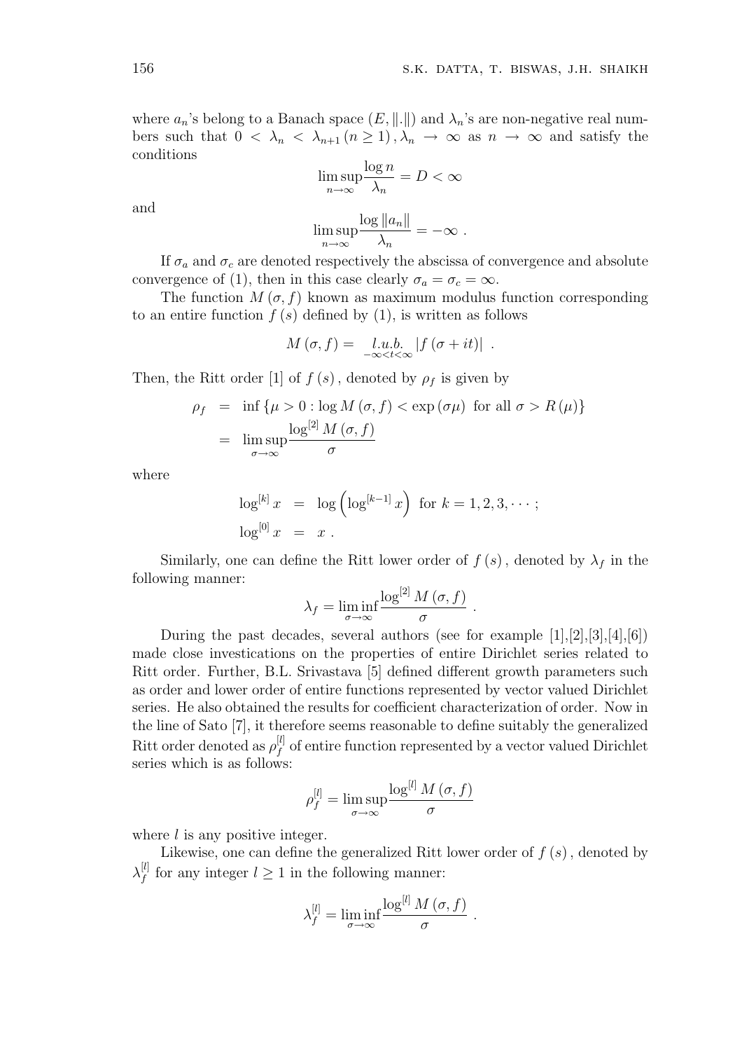where $a_n$'s belong to a Banach space $(E, \|.\|)$ and $\lambda_n$'s are non-negative real numbers such that $0 < \lambda_n < \lambda_{n+1} \, (n \geq 1), \lambda_n \to \infty$ as $n \to \infty$ and satisfy the conditions

$$\limsup_{n \to \infty} \frac{\log n}{\lambda_n} = D < \infty$$

and

$$\limsup_{n \to \infty} \frac{\log \|a_n\|}{\lambda_n} = -\infty \ .$$

If $\sigma_a$ and $\sigma_c$ are denoted respectively the abscissa of convergence and absolute convergence of (1), then in this case clearly $\sigma_a = \sigma_c = \infty$.

The function $M(\sigma, f)$ known as maximum modulus function corresponding to an entire function $f(s)$ defined by (1), is written as follows

$$M(\sigma, f) = \underset{-\infty < t < \infty}{l.u.b.} |f(\sigma + it)| \ .$$

Then, the Ritt order [1] of $f(s)$, denoted by $\rho_f$ is given by

$$\begin{aligned} \rho_f &= \inf \{\mu > 0 : \log M(\sigma, f) < \exp(\sigma\mu) \text{ for all } \sigma > R(\mu)\} \\ &= \limsup_{\sigma \to \infty} \frac{\log^{[2]} M(\sigma, f)}{\sigma} \end{aligned}$$

where

$$\begin{aligned} \log^{[k]} x &= \log\left(\log^{[k-1]} x\right) \text{ for } k = 1, 2, 3, \cdots ; \\ \log^{[0]} x &= x \ . \end{aligned}$$

Similarly, one can define the Ritt lower order of $f(s)$, denoted by $\lambda_f$ in the following manner:

$$\lambda_f = \liminf_{\sigma \to \infty} \frac{\log^{[2]} M(\sigma, f)}{\sigma} \ .$$

During the past decades, several authors (see for example [1],[2],[3],[4],[6]) made close investications on the properties of entire Dirichlet series related to Ritt order. Further, B.L. Srivastava [5] defined different growth parameters such as order and lower order of entire functions represented by vector valued Dirichlet series. He also obtained the results for coefficient characterization of order. Now in the line of Sato [7], it therefore seems reasonable to define suitably the generalized Ritt order denoted as $\rho_f^{[l]}$ of entire function represented by a vector valued Dirichlet series which is as follows:

$$\rho_f^{[l]} = \limsup_{\sigma \to \infty} \frac{\log^{[l]} M(\sigma, f)}{\sigma}$$

where $l$ is any positive integer.

Likewise, one can define the generalized Ritt lower order of $f(s)$, denoted by $\lambda_f^{[l]}$ for any integer $l \geq 1$ in the following manner:

$$\lambda_f^{[l]} = \liminf_{\sigma \to \infty} \frac{\log^{[l]} M(\sigma, f)}{\sigma} \ .$$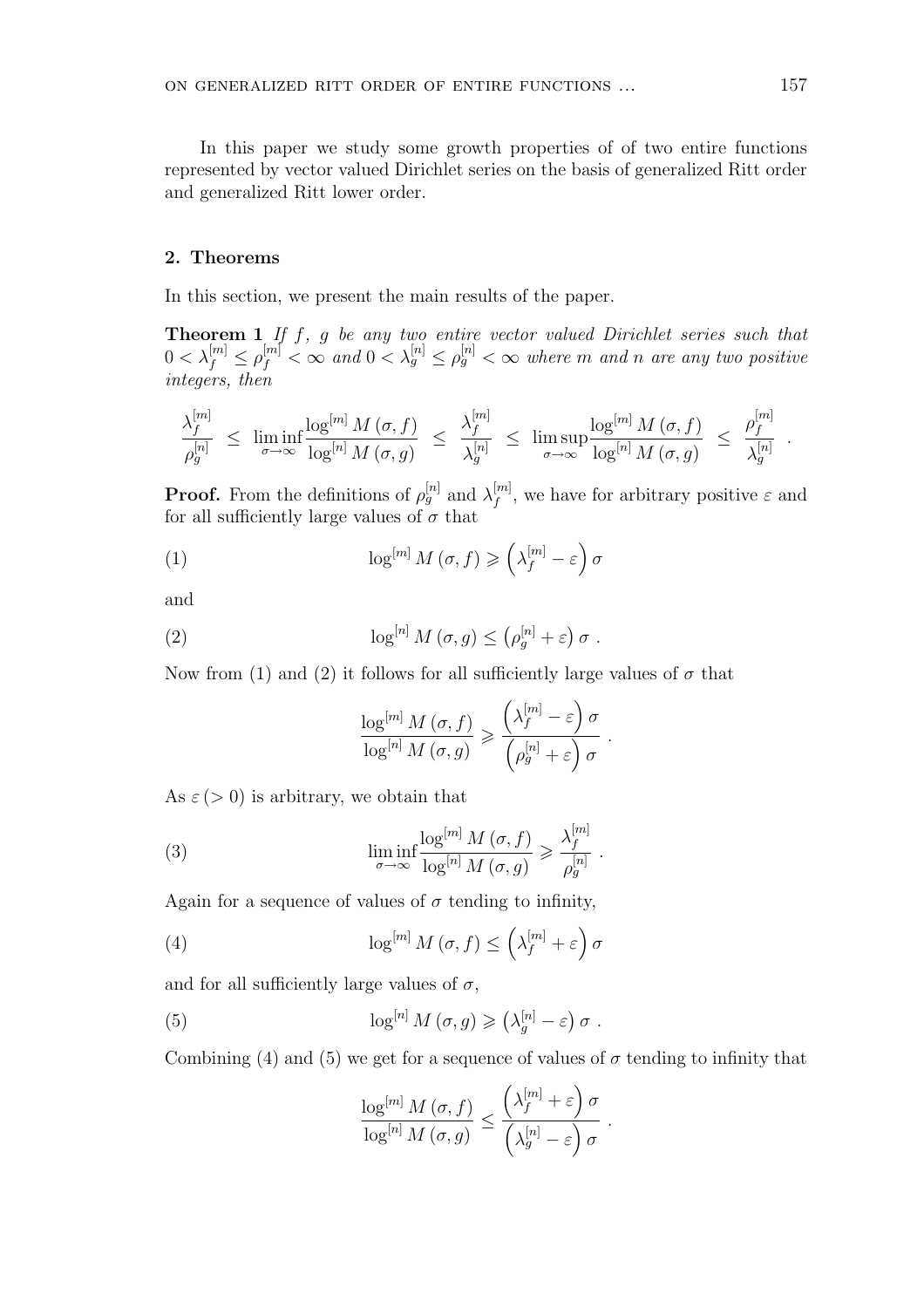In this paper we study some growth properties of of two entire functions represented by vector valued Dirichlet series on the basis of generalized Ritt order and generalized Ritt lower order.

## 2. Theorems

In this section, we present the main results of the paper.

**Theorem 1** *If $f$, $g$ be any two entire vector valued Dirichlet series such that $0 < \lambda_f^{[m]} \leq \rho_f^{[m]} < \infty$ and $0 < \lambda_g^{[n]} \leq \rho_g^{[n]} < \infty$ where $m$ and $n$ are any two positive integers, then*

$$\frac{\lambda_f^{[m]}}{\rho_g^{[n]}} \leq \liminf_{\sigma\to\infty} \frac{\log^{[m]} M(\sigma, f)}{\log^{[n]} M(\sigma, g)} \leq \frac{\lambda_f^{[m]}}{\lambda_g^{[n]}} \leq \limsup_{\sigma\to\infty} \frac{\log^{[m]} M(\sigma, f)}{\log^{[n]} M(\sigma, g)} \leq \frac{\rho_f^{[m]}}{\lambda_g^{[n]}} .$$

**Proof.** From the definitions of $\rho_g^{[n]}$ and $\lambda_f^{[m]}$, we have for arbitrary positive $\varepsilon$ and for all sufficiently large values of $\sigma$ that

$$\log^{[m]} M(\sigma, f) \geqslant \left(\lambda_f^{[m]} - \varepsilon\right)\sigma \tag{1}$$

and

$$\log^{[n]} M(\sigma, g) \leq \left(\rho_g^{[n]} + \varepsilon\right)\sigma . \tag{2}$$

Now from (1) and (2) it follows for all sufficiently large values of $\sigma$ that

$$\frac{\log^{[m]} M(\sigma, f)}{\log^{[n]} M(\sigma, g)} \geqslant \frac{\left(\lambda_f^{[m]} - \varepsilon\right)\sigma}{\left(\rho_g^{[n]} + \varepsilon\right)\sigma} .$$

As $\varepsilon\,(> 0)$ is arbitrary, we obtain that

$$\liminf_{\sigma\to\infty} \frac{\log^{[m]} M(\sigma, f)}{\log^{[n]} M(\sigma, g)} \geqslant \frac{\lambda_f^{[m]}}{\rho_g^{[n]}} . \tag{3}$$

Again for a sequence of values of $\sigma$ tending to infinity,

$$\log^{[m]} M(\sigma, f) \leq \left(\lambda_f^{[m]} + \varepsilon\right)\sigma \tag{4}$$

and for all sufficiently large values of $\sigma$,

$$\log^{[n]} M(\sigma, g) \geqslant \left(\lambda_g^{[n]} - \varepsilon\right)\sigma . \tag{5}$$

Combining (4) and (5) we get for a sequence of values of $\sigma$ tending to infinity that

$$\frac{\log^{[m]} M(\sigma, f)}{\log^{[n]} M(\sigma, g)} \leq \frac{\left(\lambda_f^{[m]} + \varepsilon\right)\sigma}{\left(\lambda_g^{[n]} - \varepsilon\right)\sigma} .$$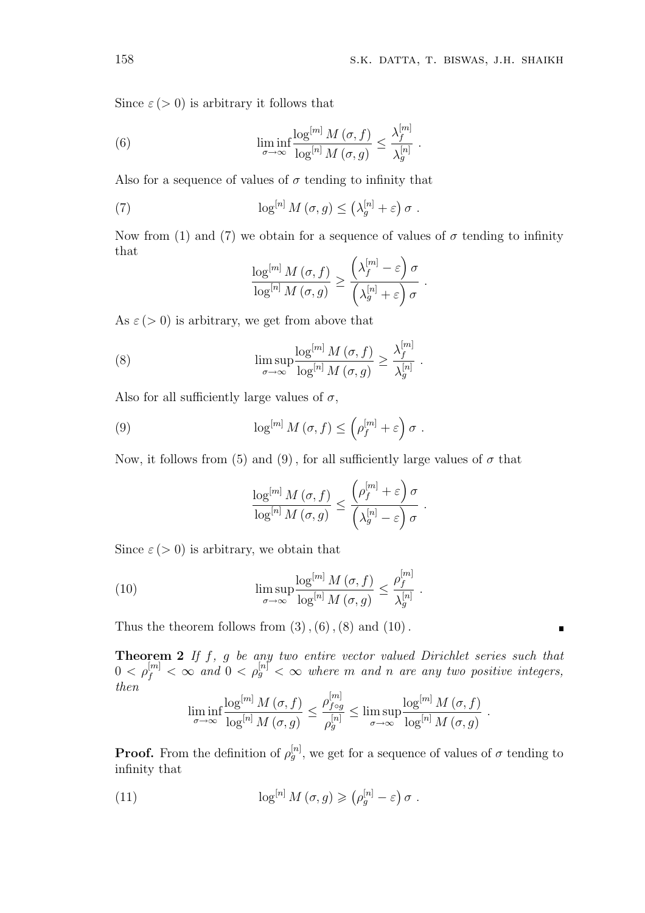Since $\varepsilon\,(>0)$ is arbitrary it follows that

$$\liminf_{\sigma\to\infty}\frac{\log^{[m]} M(\sigma,f)}{\log^{[n]} M(\sigma,g)} \le \frac{\lambda_f^{[m]}}{\lambda_g^{[n]}} \ . \tag{6}$$

Also for a sequence of values of $\sigma$ tending to infinity that

$$\log^{[n]} M(\sigma,g) \le \left(\lambda_g^{[n]}+\varepsilon\right)\sigma \ . \tag{7}$$

Now from (1) and (7) we obtain for a sequence of values of $\sigma$ tending to infinity that

$$\frac{\log^{[m]} M(\sigma,f)}{\log^{[n]} M(\sigma,g)} \ge \frac{\left(\lambda_f^{[m]}-\varepsilon\right)\sigma}{\left(\lambda_g^{[n]}+\varepsilon\right)\sigma} \ .$$

As $\varepsilon\,(>0)$ is arbitrary, we get from above that

$$\limsup_{\sigma\to\infty}\frac{\log^{[m]} M(\sigma,f)}{\log^{[n]} M(\sigma,g)} \ge \frac{\lambda_f^{[m]}}{\lambda_g^{[n]}} \ . \tag{8}$$

Also for all sufficiently large values of $\sigma$,

$$\log^{[m]} M(\sigma,f) \le \left(\rho_f^{[m]}+\varepsilon\right)\sigma \ . \tag{9}$$

Now, it follows from (5) and (9), for all sufficiently large values of $\sigma$ that

$$\frac{\log^{[m]} M(\sigma,f)}{\log^{[n]} M(\sigma,g)} \le \frac{\left(\rho_f^{[m]}+\varepsilon\right)\sigma}{\left(\lambda_g^{[n]}-\varepsilon\right)\sigma} \ .$$

Since $\varepsilon\,(>0)$ is arbitrary, we obtain that

$$\limsup_{\sigma\to\infty}\frac{\log^{[m]} M(\sigma,f)}{\log^{[n]} M(\sigma,g)} \le \frac{\rho_f^{[m]}}{\lambda_g^{[n]}} \ . \tag{10}$$

Thus the theorem follows from (3), (6), (8) and (10). ∎

**Theorem 2** *If $f$, $g$ be any two entire vector valued Dirichlet series such that $0<\rho_f^{[m]}<\infty$ and $0<\rho_g^{[n]}<\infty$ where $m$ and $n$ are any two positive integers, then*

$$\liminf_{\sigma\to\infty}\frac{\log^{[m]} M(\sigma,f)}{\log^{[n]} M(\sigma,g)} \le \frac{\rho_{f\circ g}^{[m]}}{\rho_g^{[n]}} \le \limsup_{\sigma\to\infty}\frac{\log^{[m]} M(\sigma,f)}{\log^{[n]} M(\sigma,g)} \ .$$

**Proof.** From the definition of $\rho_g^{[n]}$, we get for a sequence of values of $\sigma$ tending to infinity that

$$\log^{[n]} M(\sigma,g) \geqslant \left(\rho_g^{[n]}-\varepsilon\right)\sigma \ . \tag{11}$$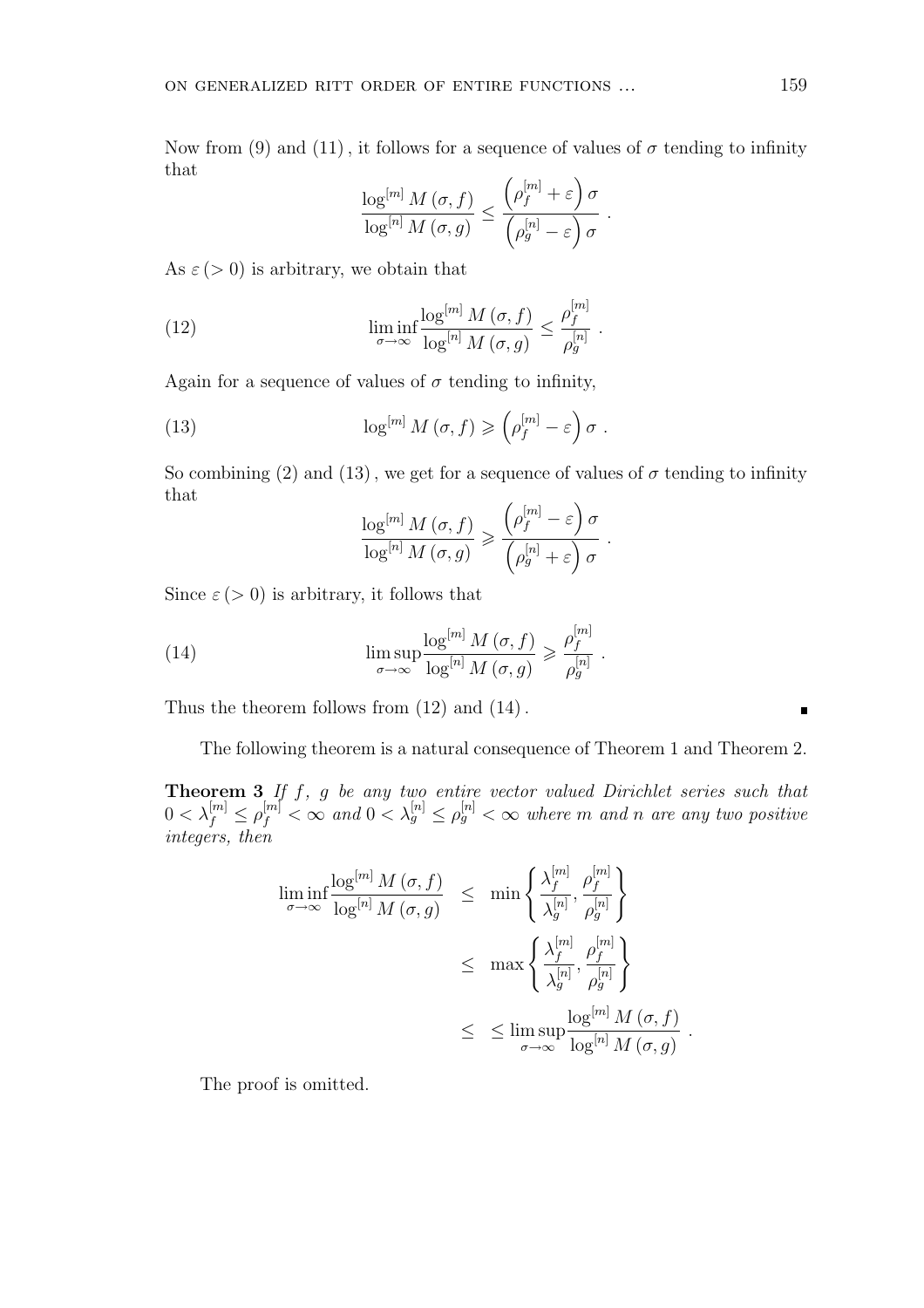Now from (9) and (11), it follows for a sequence of values of $\sigma$ tending to infinity that

$$\frac{\log^{[m]} M(\sigma, f)}{\log^{[n]} M(\sigma, g)} \leq \frac{\left(\rho_f^{[m]} + \varepsilon\right)\sigma}{\left(\rho_g^{[n]} - \varepsilon\right)\sigma} .$$

As $\varepsilon\,(> 0)$ is arbitrary, we obtain that

$$\liminf_{\sigma\to\infty} \frac{\log^{[m]} M(\sigma, f)}{\log^{[n]} M(\sigma, g)} \leq \frac{\rho_f^{[m]}}{\rho_g^{[n]}} . \tag{12}$$

Again for a sequence of values of $\sigma$ tending to infinity,

$$\log^{[m]} M(\sigma, f) \geqslant \left(\rho_f^{[m]} - \varepsilon\right)\sigma . \tag{13}$$

So combining (2) and (13), we get for a sequence of values of $\sigma$ tending to infinity that

$$\frac{\log^{[m]} M(\sigma, f)}{\log^{[n]} M(\sigma, g)} \geqslant \frac{\left(\rho_f^{[m]} - \varepsilon\right)\sigma}{\left(\rho_g^{[n]} + \varepsilon\right)\sigma} .$$

Since $\varepsilon\,(> 0)$ is arbitrary, it follows that

$$\limsup_{\sigma\to\infty} \frac{\log^{[m]} M(\sigma, f)}{\log^{[n]} M(\sigma, g)} \geqslant \frac{\rho_f^{[m]}}{\rho_g^{[n]}} . \tag{14}$$

Thus the theorem follows from (12) and (14). ∎

The following theorem is a natural consequence of Theorem 1 and Theorem 2.

**Theorem 3** *If $f$, $g$ be any two entire vector valued Dirichlet series such that $0 < \lambda_f^{[m]} \leq \rho_f^{[m]} < \infty$ and $0 < \lambda_g^{[n]} \leq \rho_g^{[n]} < \infty$ where $m$ and $n$ are any two positive integers, then*

$$\begin{aligned}
\liminf_{\sigma\to\infty} \frac{\log^{[m]} M(\sigma, f)}{\log^{[n]} M(\sigma, g)} &\leq \min\left\{\frac{\lambda_f^{[m]}}{\lambda_g^{[n]}}, \frac{\rho_f^{[m]}}{\rho_g^{[n]}}\right\} \\
&\leq \max\left\{\frac{\lambda_f^{[m]}}{\lambda_g^{[n]}}, \frac{\rho_f^{[m]}}{\rho_g^{[n]}}\right\} \\
&\leq \ \leq \limsup_{\sigma\to\infty} \frac{\log^{[m]} M(\sigma, f)}{\log^{[n]} M(\sigma, g)} .
\end{aligned}$$

The proof is omitted.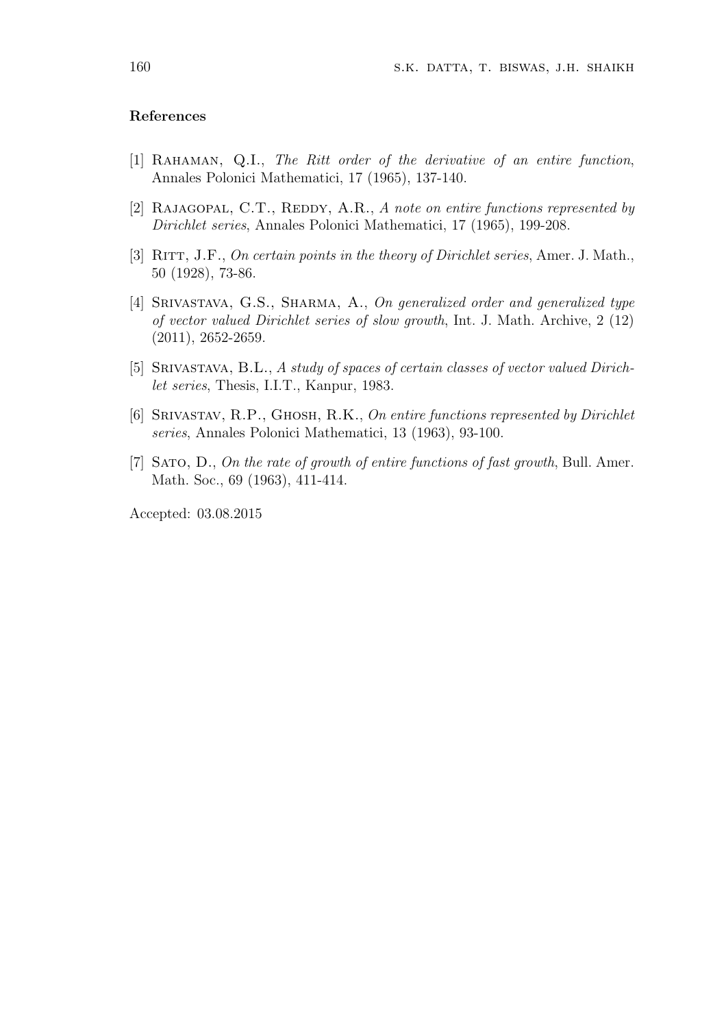## References

[1] Rahaman, Q.I., *The Ritt order of the derivative of an entire function*, Annales Polonici Mathematici, 17 (1965), 137-140.

[2] Rajagopal, C.T., Reddy, A.R., *A note on entire functions represented by Dirichlet series*, Annales Polonici Mathematici, 17 (1965), 199-208.

[3] Ritt, J.F., *On certain points in the theory of Dirichlet series*, Amer. J. Math., 50 (1928), 73-86.

[4] Srivastava, G.S., Sharma, A., *On generalized order and generalized type of vector valued Dirichlet series of slow growth*, Int. J. Math. Archive, 2 (12) (2011), 2652-2659.

[5] Srivastava, B.L., *A study of spaces of certain classes of vector valued Dirichlet series*, Thesis, I.I.T., Kanpur, 1983.

[6] Srivastav, R.P., Ghosh, R.K., *On entire functions represented by Dirichlet series*, Annales Polonici Mathematici, 13 (1963), 93-100.

[7] Sato, D., *On the rate of growth of entire functions of fast growth*, Bull. Amer. Math. Soc., 69 (1963), 411-414.

Accepted: 03.08.2015